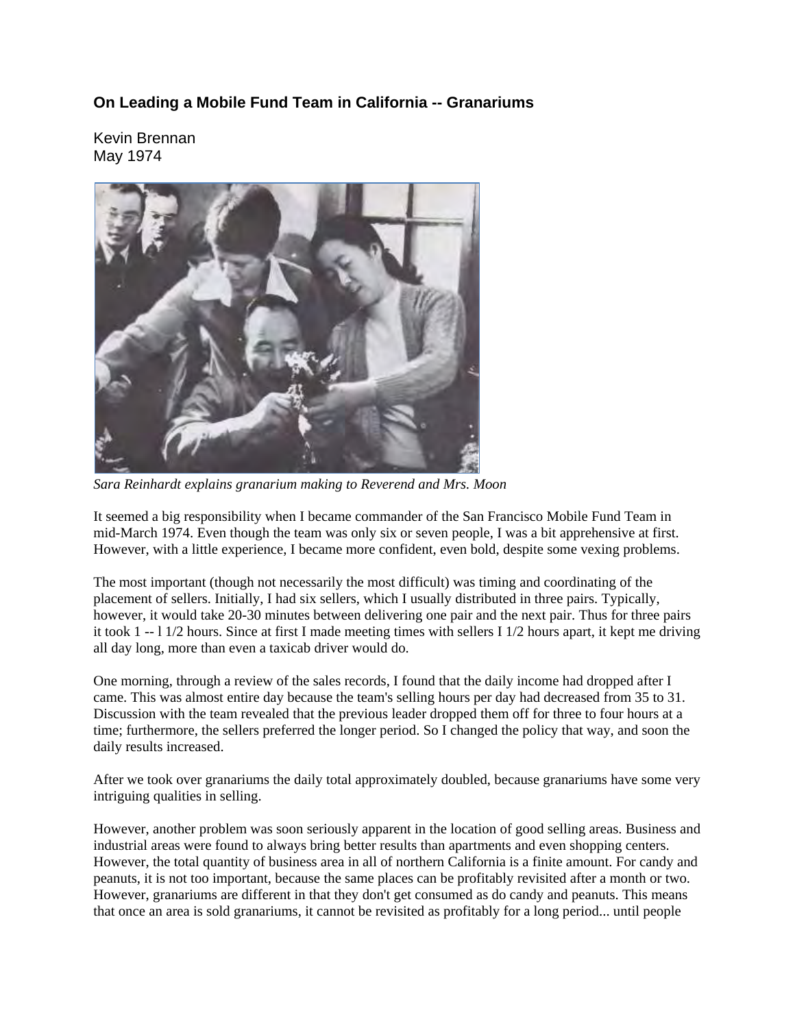## On Leading a Mobile Fund Team in California -- Granariums

Kevin Brennan
May 1974

*Sara Reinhardt explains granarium making to Reverend and Mrs. Moon*

It seemed a big responsibility when I became commander of the San Francisco Mobile Fund Team in mid-March 1974. Even though the team was only six or seven people, I was a bit apprehensive at first. However, with a little experience, I became more confident, even bold, despite some vexing problems.

The most important (though not necessarily the most difficult) was timing and coordinating of the placement of sellers. Initially, I had six sellers, which I usually distributed in three pairs. Typically, however, it would take 20-30 minutes between delivering one pair and the next pair. Thus for three pairs it took 1 -- l 1/2 hours. Since at first I made meeting times with sellers I 1/2 hours apart, it kept me driving all day long, more than even a taxicab driver would do.

One morning, through a review of the sales records, I found that the daily income had dropped after I came. This was almost entire day because the team's selling hours per day had decreased from 35 to 31. Discussion with the team revealed that the previous leader dropped them off for three to four hours at a time; furthermore, the sellers preferred the longer period. So I changed the policy that way, and soon the daily results increased.

After we took over granariums the daily total approximately doubled, because granariums have some very intriguing qualities in selling.

However, another problem was soon seriously apparent in the location of good selling areas. Business and industrial areas were found to always bring better results than apartments and even shopping centers. However, the total quantity of business area in all of northern California is a finite amount. For candy and peanuts, it is not too important, because the same places can be profitably revisited after a month or two. However, granariums are different in that they don't get consumed as do candy and peanuts. This means that once an area is sold granariums, it cannot be revisited as profitably for a long period... until people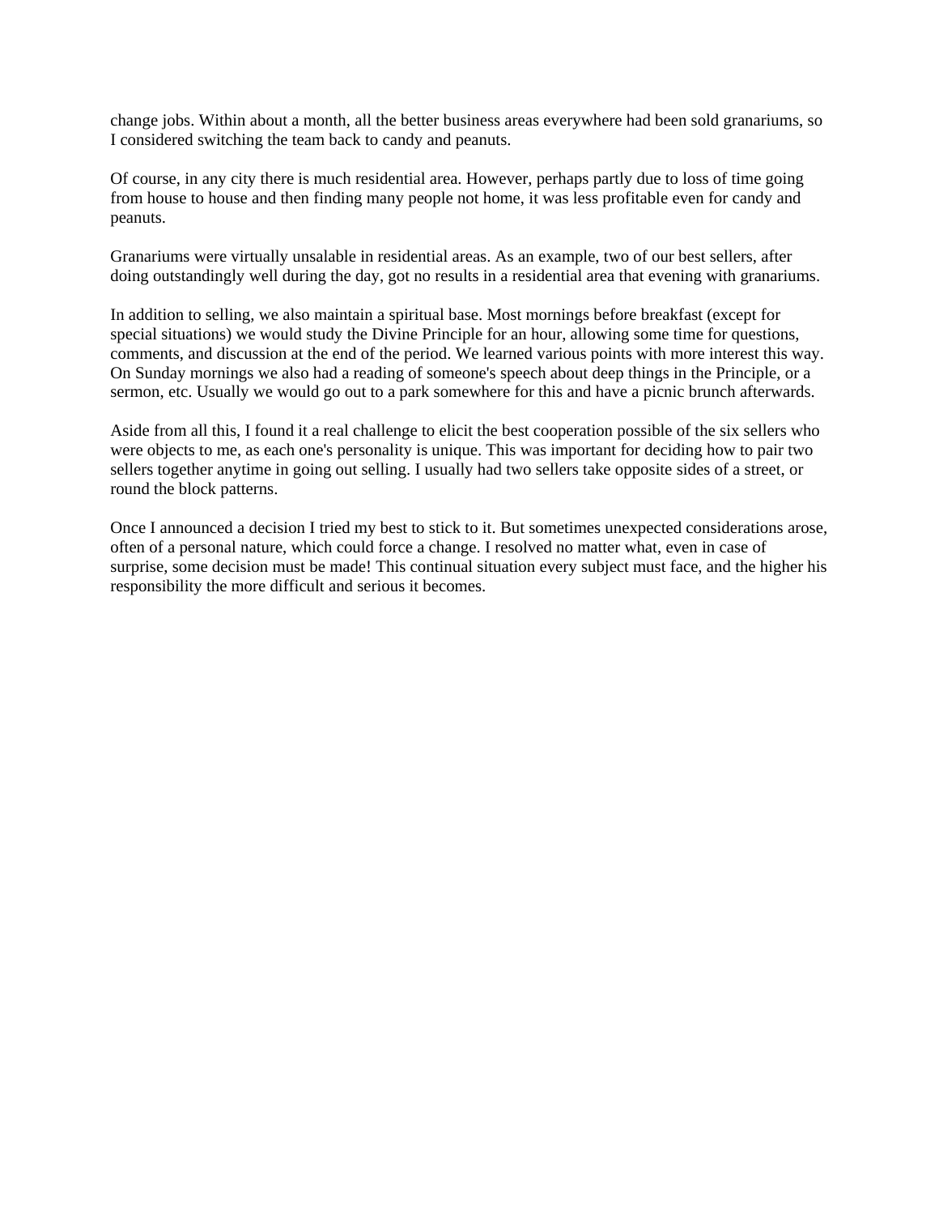change jobs. Within about a month, all the better business areas everywhere had been sold granariums, so I considered switching the team back to candy and peanuts.

Of course, in any city there is much residential area. However, perhaps partly due to loss of time going from house to house and then finding many people not home, it was less profitable even for candy and peanuts.

Granariums were virtually unsalable in residential areas. As an example, two of our best sellers, after doing outstandingly well during the day, got no results in a residential area that evening with granariums.

In addition to selling, we also maintain a spiritual base. Most mornings before breakfast (except for special situations) we would study the Divine Principle for an hour, allowing some time for questions, comments, and discussion at the end of the period. We learned various points with more interest this way. On Sunday mornings we also had a reading of someone's speech about deep things in the Principle, or a sermon, etc. Usually we would go out to a park somewhere for this and have a picnic brunch afterwards.

Aside from all this, I found it a real challenge to elicit the best cooperation possible of the six sellers who were objects to me, as each one's personality is unique. This was important for deciding how to pair two sellers together anytime in going out selling. I usually had two sellers take opposite sides of a street, or round the block patterns.

Once I announced a decision I tried my best to stick to it. But sometimes unexpected considerations arose, often of a personal nature, which could force a change. I resolved no matter what, even in case of surprise, some decision must be made! This continual situation every subject must face, and the higher his responsibility the more difficult and serious it becomes.